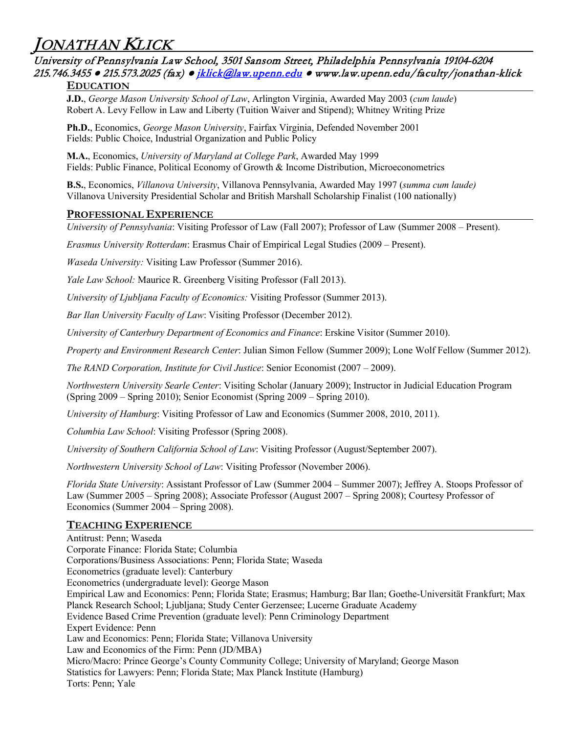# JONATHAN KLICK

*University of Pennsylvania Law School, 3501 Sansom Street, Philadelphia Pennsylvania 19104-6204*
*215.746.3455 ● 215.573.2025 (fax) ● jklick@law.upenn.edu ● www.law.upenn.edu/faculty/jonathan-klick*

## EDUCATION

**J.D.**, *George Mason University School of Law*, Arlington Virginia, Awarded May 2003 (*cum laude*)
Robert A. Levy Fellow in Law and Liberty (Tuition Waiver and Stipend); Whitney Writing Prize

**Ph.D.**, Economics, *George Mason University*, Fairfax Virginia, Defended November 2001
Fields: Public Choice, Industrial Organization and Public Policy

**M.A.**, Economics, *University of Maryland at College Park*, Awarded May 1999
Fields: Public Finance, Political Economy of Growth & Income Distribution, Microeconometrics

**B.S.**, Economics, *Villanova University*, Villanova Pennsylvania, Awarded May 1997 (*summa cum laude)*
Villanova University Presidential Scholar and British Marshall Scholarship Finalist (100 nationally)

## PROFESSIONAL EXPERIENCE

*University of Pennsylvania*: Visiting Professor of Law (Fall 2007); Professor of Law (Summer 2008 – Present).

*Erasmus University Rotterdam*: Erasmus Chair of Empirical Legal Studies (2009 – Present).

*Waseda University:* Visiting Law Professor (Summer 2016).

*Yale Law School:* Maurice R. Greenberg Visiting Professor (Fall 2013).

*University of Ljubljana Faculty of Economics:* Visiting Professor (Summer 2013).

*Bar Ilan University Faculty of Law*: Visiting Professor (December 2012).

*University of Canterbury Department of Economics and Finance*: Erskine Visitor (Summer 2010).

*Property and Environment Research Center*: Julian Simon Fellow (Summer 2009); Lone Wolf Fellow (Summer 2012).

*The RAND Corporation, Institute for Civil Justice*: Senior Economist (2007 – 2009).

*Northwestern University Searle Center*: Visiting Scholar (January 2009); Instructor in Judicial Education Program (Spring 2009 – Spring 2010); Senior Economist (Spring 2009 – Spring 2010).

*University of Hamburg*: Visiting Professor of Law and Economics (Summer 2008, 2010, 2011).

*Columbia Law School*: Visiting Professor (Spring 2008).

*University of Southern California School of Law*: Visiting Professor (August/September 2007).

*Northwestern University School of Law*: Visiting Professor (November 2006).

*Florida State University*: Assistant Professor of Law (Summer 2004 – Summer 2007); Jeffrey A. Stoops Professor of Law (Summer 2005 – Spring 2008); Associate Professor (August 2007 – Spring 2008); Courtesy Professor of Economics (Summer 2004 – Spring 2008).

## TEACHING EXPERIENCE

Antitrust: Penn; Waseda
Corporate Finance: Florida State; Columbia
Corporations/Business Associations: Penn; Florida State; Waseda
Econometrics (graduate level): Canterbury
Econometrics (undergraduate level): George Mason
Empirical Law and Economics: Penn; Florida State; Erasmus; Hamburg; Bar Ilan; Goethe-Universität Frankfurt; Max Planck Research School; Ljubljana; Study Center Gerzensee; Lucerne Graduate Academy
Evidence Based Crime Prevention (graduate level): Penn Criminology Department
Expert Evidence: Penn
Law and Economics: Penn; Florida State; Villanova University
Law and Economics of the Firm: Penn (JD/MBA)
Micro/Macro: Prince George's County Community College; University of Maryland; George Mason
Statistics for Lawyers: Penn; Florida State; Max Planck Institute (Hamburg)
Torts: Penn; Yale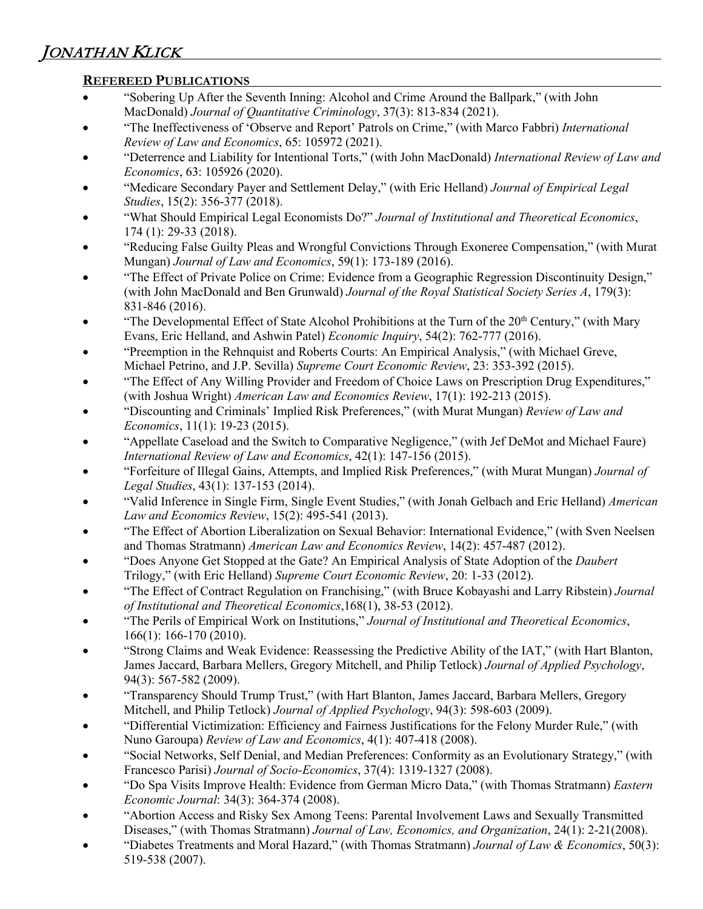## REFEREED PUBLICATIONS

- "Sobering Up After the Seventh Inning: Alcohol and Crime Around the Ballpark," (with John MacDonald) *Journal of Quantitative Criminology*, 37(3): 813-834 (2021).
- "The Ineffectiveness of 'Observe and Report' Patrols on Crime," (with Marco Fabbri) *International Review of Law and Economics*, 65: 105972 (2021).
- "Deterrence and Liability for Intentional Torts," (with John MacDonald) *International Review of Law and Economics*, 63: 105926 (2020).
- "Medicare Secondary Payer and Settlement Delay," (with Eric Helland) *Journal of Empirical Legal Studies*, 15(2): 356-377 (2018).
- "What Should Empirical Legal Economists Do?" *Journal of Institutional and Theoretical Economics*, 174 (1): 29-33 (2018).
- "Reducing False Guilty Pleas and Wrongful Convictions Through Exoneree Compensation," (with Murat Mungan) *Journal of Law and Economics*, 59(1): 173-189 (2016).
- "The Effect of Private Police on Crime: Evidence from a Geographic Regression Discontinuity Design," (with John MacDonald and Ben Grunwald) *Journal of the Royal Statistical Society Series A*, 179(3): 831-846 (2016).
- "The Developmental Effect of State Alcohol Prohibitions at the Turn of the 20th Century," (with Mary Evans, Eric Helland, and Ashwin Patel) *Economic Inquiry*, 54(2): 762-777 (2016).
- "Preemption in the Rehnquist and Roberts Courts: An Empirical Analysis," (with Michael Greve, Michael Petrino, and J.P. Sevilla) *Supreme Court Economic Review*, 23: 353-392 (2015).
- "The Effect of Any Willing Provider and Freedom of Choice Laws on Prescription Drug Expenditures," (with Joshua Wright) *American Law and Economics Review*, 17(1): 192-213 (2015).
- "Discounting and Criminals' Implied Risk Preferences," (with Murat Mungan) *Review of Law and Economics*, 11(1): 19-23 (2015).
- "Appellate Caseload and the Switch to Comparative Negligence," (with Jef DeMot and Michael Faure) *International Review of Law and Economics*, 42(1): 147-156 (2015).
- "Forfeiture of Illegal Gains, Attempts, and Implied Risk Preferences," (with Murat Mungan) *Journal of Legal Studies*, 43(1): 137-153 (2014).
- "Valid Inference in Single Firm, Single Event Studies," (with Jonah Gelbach and Eric Helland) *American Law and Economics Review*, 15(2): 495-541 (2013).
- "The Effect of Abortion Liberalization on Sexual Behavior: International Evidence," (with Sven Neelsen and Thomas Stratmann) *American Law and Economics Review*, 14(2): 457-487 (2012).
- "Does Anyone Get Stopped at the Gate? An Empirical Analysis of State Adoption of the *Daubert* Trilogy," (with Eric Helland) *Supreme Court Economic Review*, 20: 1-33 (2012).
- "The Effect of Contract Regulation on Franchising," (with Bruce Kobayashi and Larry Ribstein) *Journal of Institutional and Theoretical Economics*,168(1), 38-53 (2012).
- "The Perils of Empirical Work on Institutions," *Journal of Institutional and Theoretical Economics*, 166(1): 166-170 (2010).
- "Strong Claims and Weak Evidence: Reassessing the Predictive Ability of the IAT," (with Hart Blanton, James Jaccard, Barbara Mellers, Gregory Mitchell, and Philip Tetlock) *Journal of Applied Psychology*, 94(3): 567-582 (2009).
- "Transparency Should Trump Trust," (with Hart Blanton, James Jaccard, Barbara Mellers, Gregory Mitchell, and Philip Tetlock) *Journal of Applied Psychology*, 94(3): 598-603 (2009).
- "Differential Victimization: Efficiency and Fairness Justifications for the Felony Murder Rule," (with Nuno Garoupa) *Review of Law and Economics*, 4(1): 407-418 (2008).
- "Social Networks, Self Denial, and Median Preferences: Conformity as an Evolutionary Strategy," (with Francesco Parisi) *Journal of Socio-Economics*, 37(4): 1319-1327 (2008).
- "Do Spa Visits Improve Health: Evidence from German Micro Data," (with Thomas Stratmann) *Eastern Economic Journal*: 34(3): 364-374 (2008).
- "Abortion Access and Risky Sex Among Teens: Parental Involvement Laws and Sexually Transmitted Diseases," (with Thomas Stratmann) *Journal of Law, Economics, and Organization*, 24(1): 2-21(2008).
- "Diabetes Treatments and Moral Hazard," (with Thomas Stratmann) *Journal of Law & Economics*, 50(3): 519-538 (2007).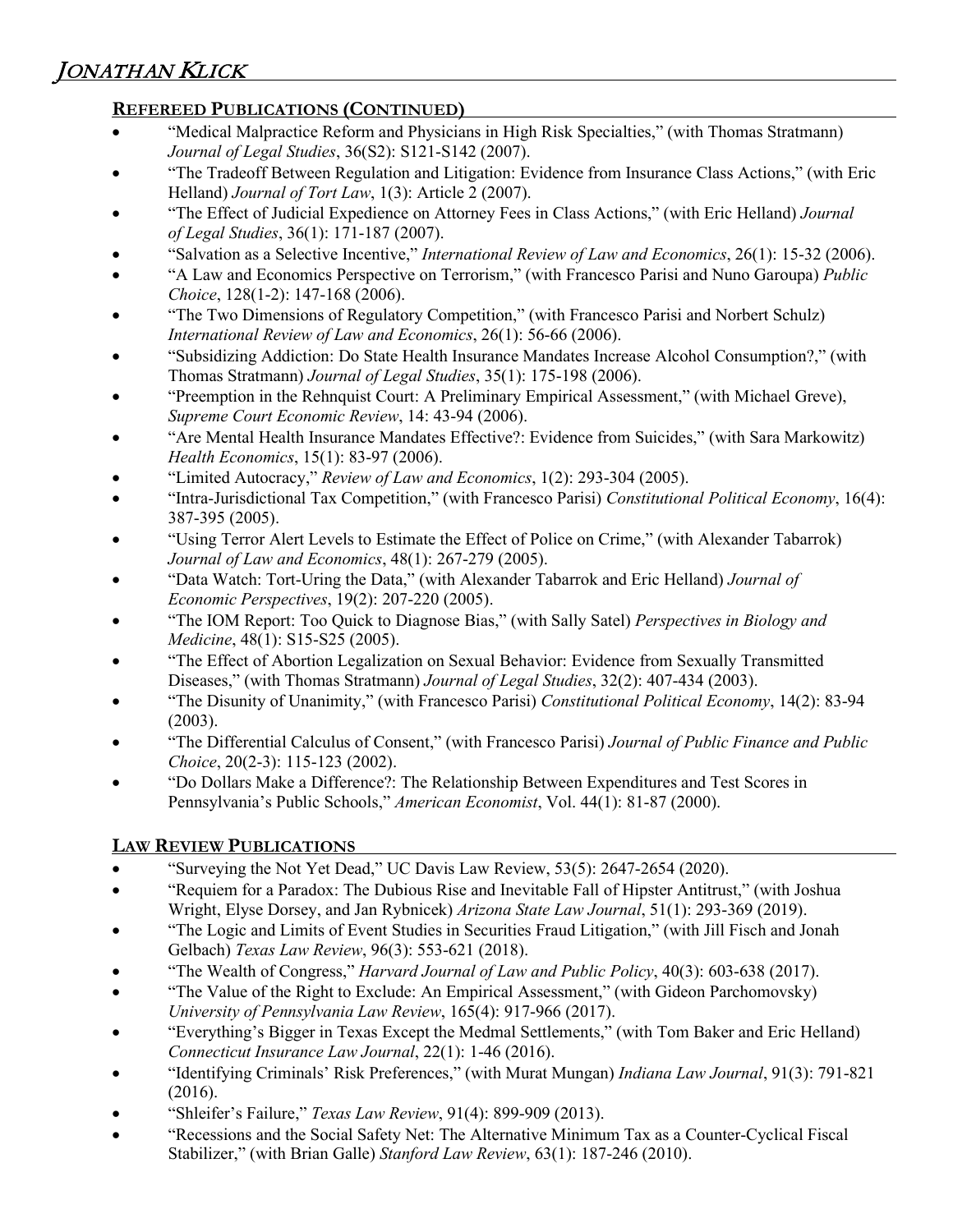## Refereed Publications (Continued)

- "Medical Malpractice Reform and Physicians in High Risk Specialties," (with Thomas Stratmann) *Journal of Legal Studies*, 36(S2): S121-S142 (2007).
- "The Tradeoff Between Regulation and Litigation: Evidence from Insurance Class Actions," (with Eric Helland) *Journal of Tort Law*, 1(3): Article 2 (2007).
- "The Effect of Judicial Expedience on Attorney Fees in Class Actions," (with Eric Helland) *Journal of Legal Studies*, 36(1): 171-187 (2007).
- "Salvation as a Selective Incentive," *International Review of Law and Economics*, 26(1): 15-32 (2006).
- "A Law and Economics Perspective on Terrorism," (with Francesco Parisi and Nuno Garoupa) *Public Choice*, 128(1-2): 147-168 (2006).
- "The Two Dimensions of Regulatory Competition," (with Francesco Parisi and Norbert Schulz) *International Review of Law and Economics*, 26(1): 56-66 (2006).
- "Subsidizing Addiction: Do State Health Insurance Mandates Increase Alcohol Consumption?," (with Thomas Stratmann) *Journal of Legal Studies*, 35(1): 175-198 (2006).
- "Preemption in the Rehnquist Court: A Preliminary Empirical Assessment," (with Michael Greve), *Supreme Court Economic Review*, 14: 43-94 (2006).
- "Are Mental Health Insurance Mandates Effective?: Evidence from Suicides," (with Sara Markowitz) *Health Economics*, 15(1): 83-97 (2006).
- "Limited Autocracy," *Review of Law and Economics*, 1(2): 293-304 (2005).
- "Intra-Jurisdictional Tax Competition," (with Francesco Parisi) *Constitutional Political Economy*, 16(4): 387-395 (2005).
- "Using Terror Alert Levels to Estimate the Effect of Police on Crime," (with Alexander Tabarrok) *Journal of Law and Economics*, 48(1): 267-279 (2005).
- "Data Watch: Tort-Uring the Data," (with Alexander Tabarrok and Eric Helland) *Journal of Economic Perspectives*, 19(2): 207-220 (2005).
- "The IOM Report: Too Quick to Diagnose Bias," (with Sally Satel) *Perspectives in Biology and Medicine*, 48(1): S15-S25 (2005).
- "The Effect of Abortion Legalization on Sexual Behavior: Evidence from Sexually Transmitted Diseases," (with Thomas Stratmann) *Journal of Legal Studies*, 32(2): 407-434 (2003).
- "The Disunity of Unanimity," (with Francesco Parisi) *Constitutional Political Economy*, 14(2): 83-94 (2003).
- "The Differential Calculus of Consent," (with Francesco Parisi) *Journal of Public Finance and Public Choice*, 20(2-3): 115-123 (2002).
- "Do Dollars Make a Difference?: The Relationship Between Expenditures and Test Scores in Pennsylvania's Public Schools," *American Economist*, Vol. 44(1): 81-87 (2000).

## Law Review Publications

- "Surveying the Not Yet Dead," UC Davis Law Review, 53(5): 2647-2654 (2020).
- "Requiem for a Paradox: The Dubious Rise and Inevitable Fall of Hipster Antitrust," (with Joshua Wright, Elyse Dorsey, and Jan Rybnicek) *Arizona State Law Journal*, 51(1): 293-369 (2019).
- "The Logic and Limits of Event Studies in Securities Fraud Litigation," (with Jill Fisch and Jonah Gelbach) *Texas Law Review*, 96(3): 553-621 (2018).
- "The Wealth of Congress," *Harvard Journal of Law and Public Policy*, 40(3): 603-638 (2017).
- "The Value of the Right to Exclude: An Empirical Assessment," (with Gideon Parchomovsky) *University of Pennsylvania Law Review*, 165(4): 917-966 (2017).
- "Everything's Bigger in Texas Except the Medmal Settlements," (with Tom Baker and Eric Helland) *Connecticut Insurance Law Journal*, 22(1): 1-46 (2016).
- "Identifying Criminals' Risk Preferences," (with Murat Mungan) *Indiana Law Journal*, 91(3): 791-821 (2016).
- "Shleifer's Failure," *Texas Law Review*, 91(4): 899-909 (2013).
- "Recessions and the Social Safety Net: The Alternative Minimum Tax as a Counter-Cyclical Fiscal Stabilizer," (with Brian Galle) *Stanford Law Review*, 63(1): 187-246 (2010).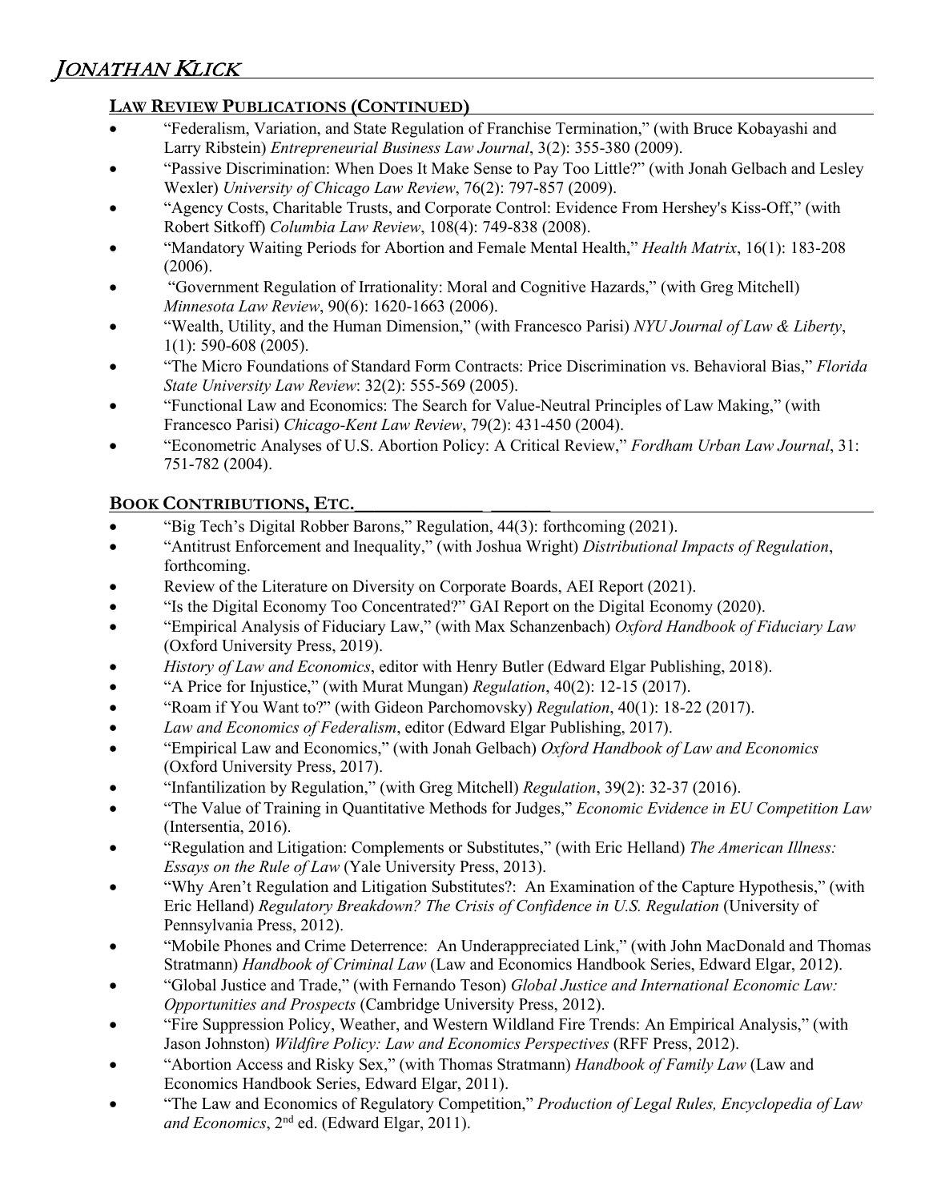## LAW REVIEW PUBLICATIONS (CONTINUED)

- "Federalism, Variation, and State Regulation of Franchise Termination," (with Bruce Kobayashi and Larry Ribstein) *Entrepreneurial Business Law Journal*, 3(2): 355-380 (2009).
- "Passive Discrimination: When Does It Make Sense to Pay Too Little?" (with Jonah Gelbach and Lesley Wexler) *University of Chicago Law Review*, 76(2): 797-857 (2009).
- "Agency Costs, Charitable Trusts, and Corporate Control: Evidence From Hershey's Kiss-Off," (with Robert Sitkoff) *Columbia Law Review*, 108(4): 749-838 (2008).
- "Mandatory Waiting Periods for Abortion and Female Mental Health," *Health Matrix*, 16(1): 183-208 (2006).
- "Government Regulation of Irrationality: Moral and Cognitive Hazards," (with Greg Mitchell) *Minnesota Law Review*, 90(6): 1620-1663 (2006).
- "Wealth, Utility, and the Human Dimension," (with Francesco Parisi) *NYU Journal of Law & Liberty*, 1(1): 590-608 (2005).
- "The Micro Foundations of Standard Form Contracts: Price Discrimination vs. Behavioral Bias," *Florida State University Law Review*: 32(2): 555-569 (2005).
- "Functional Law and Economics: The Search for Value-Neutral Principles of Law Making," (with Francesco Parisi) *Chicago-Kent Law Review*, 79(2): 431-450 (2004).
- "Econometric Analyses of U.S. Abortion Policy: A Critical Review," *Fordham Urban Law Journal*, 31: 751-782 (2004).

## BOOK CONTRIBUTIONS, ETC.

- "Big Tech's Digital Robber Barons," Regulation, 44(3): forthcoming (2021).
- "Antitrust Enforcement and Inequality," (with Joshua Wright) *Distributional Impacts of Regulation*, forthcoming.
- Review of the Literature on Diversity on Corporate Boards, AEI Report (2021).
- "Is the Digital Economy Too Concentrated?" GAI Report on the Digital Economy (2020).
- "Empirical Analysis of Fiduciary Law," (with Max Schanzenbach) *Oxford Handbook of Fiduciary Law* (Oxford University Press, 2019).
- *History of Law and Economics*, editor with Henry Butler (Edward Elgar Publishing, 2018).
- "A Price for Injustice," (with Murat Mungan) *Regulation*, 40(2): 12-15 (2017).
- "Roam if You Want to?" (with Gideon Parchomovsky) *Regulation*, 40(1): 18-22 (2017).
- *Law and Economics of Federalism*, editor (Edward Elgar Publishing, 2017).
- "Empirical Law and Economics," (with Jonah Gelbach) *Oxford Handbook of Law and Economics* (Oxford University Press, 2017).
- "Infantilization by Regulation," (with Greg Mitchell) *Regulation*, 39(2): 32-37 (2016).
- "The Value of Training in Quantitative Methods for Judges," *Economic Evidence in EU Competition Law* (Intersentia, 2016).
- "Regulation and Litigation: Complements or Substitutes," (with Eric Helland) *The American Illness: Essays on the Rule of Law* (Yale University Press, 2013).
- "Why Aren't Regulation and Litigation Substitutes?: An Examination of the Capture Hypothesis," (with Eric Helland) *Regulatory Breakdown? The Crisis of Confidence in U.S. Regulation* (University of Pennsylvania Press, 2012).
- "Mobile Phones and Crime Deterrence: An Underappreciated Link," (with John MacDonald and Thomas Stratmann) *Handbook of Criminal Law* (Law and Economics Handbook Series, Edward Elgar, 2012).
- "Global Justice and Trade," (with Fernando Teson) *Global Justice and International Economic Law: Opportunities and Prospects* (Cambridge University Press, 2012).
- "Fire Suppression Policy, Weather, and Western Wildland Fire Trends: An Empirical Analysis," (with Jason Johnston) *Wildfire Policy: Law and Economics Perspectives* (RFF Press, 2012).
- "Abortion Access and Risky Sex," (with Thomas Stratmann) *Handbook of Family Law* (Law and Economics Handbook Series, Edward Elgar, 2011).
- "The Law and Economics of Regulatory Competition," *Production of Legal Rules, Encyclopedia of Law and Economics*, 2nd ed. (Edward Elgar, 2011).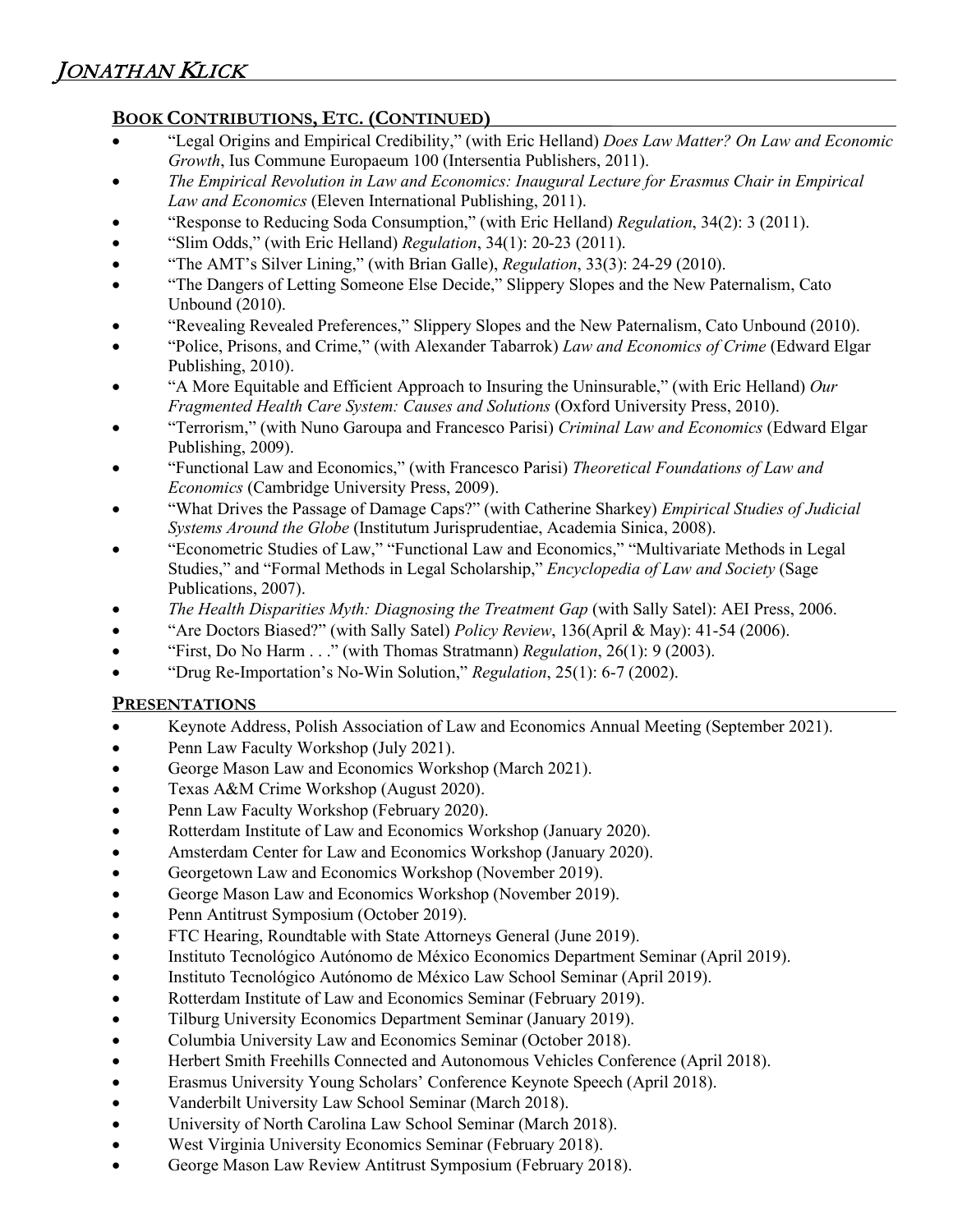## Book Contributions, Etc. (Continued)

- "Legal Origins and Empirical Credibility," (with Eric Helland) *Does Law Matter? On Law and Economic Growth*, Ius Commune Europaeum 100 (Intersentia Publishers, 2011).
- *The Empirical Revolution in Law and Economics: Inaugural Lecture for Erasmus Chair in Empirical Law and Economics* (Eleven International Publishing, 2011).
- "Response to Reducing Soda Consumption," (with Eric Helland) *Regulation*, 34(2): 3 (2011).
- "Slim Odds," (with Eric Helland) *Regulation*, 34(1): 20-23 (2011).
- "The AMT's Silver Lining," (with Brian Galle), *Regulation*, 33(3): 24-29 (2010).
- "The Dangers of Letting Someone Else Decide," Slippery Slopes and the New Paternalism, Cato Unbound (2010).
- "Revealing Revealed Preferences," Slippery Slopes and the New Paternalism, Cato Unbound (2010).
- "Police, Prisons, and Crime," (with Alexander Tabarrok) *Law and Economics of Crime* (Edward Elgar Publishing, 2010).
- "A More Equitable and Efficient Approach to Insuring the Uninsurable," (with Eric Helland) *Our Fragmented Health Care System: Causes and Solutions* (Oxford University Press, 2010).
- "Terrorism," (with Nuno Garoupa and Francesco Parisi) *Criminal Law and Economics* (Edward Elgar Publishing, 2009).
- "Functional Law and Economics," (with Francesco Parisi) *Theoretical Foundations of Law and Economics* (Cambridge University Press, 2009).
- "What Drives the Passage of Damage Caps?" (with Catherine Sharkey) *Empirical Studies of Judicial Systems Around the Globe* (Institutum Jurisprudentiae, Academia Sinica, 2008).
- "Econometric Studies of Law," "Functional Law and Economics," "Multivariate Methods in Legal Studies," and "Formal Methods in Legal Scholarship," *Encyclopedia of Law and Society* (Sage Publications, 2007).
- *The Health Disparities Myth: Diagnosing the Treatment Gap* (with Sally Satel): AEI Press, 2006.
- "Are Doctors Biased?" (with Sally Satel) *Policy Review*, 136(April & May): 41-54 (2006).
- "First, Do No Harm . . ." (with Thomas Stratmann) *Regulation*, 26(1): 9 (2003).
- "Drug Re-Importation's No-Win Solution," *Regulation*, 25(1): 6-7 (2002).

## Presentations

- Keynote Address, Polish Association of Law and Economics Annual Meeting (September 2021).
- Penn Law Faculty Workshop (July 2021).
- George Mason Law and Economics Workshop (March 2021).
- Texas A&M Crime Workshop (August 2020).
- Penn Law Faculty Workshop (February 2020).
- Rotterdam Institute of Law and Economics Workshop (January 2020).
- Amsterdam Center for Law and Economics Workshop (January 2020).
- Georgetown Law and Economics Workshop (November 2019).
- George Mason Law and Economics Workshop (November 2019).
- Penn Antitrust Symposium (October 2019).
- FTC Hearing, Roundtable with State Attorneys General (June 2019).
- Instituto Tecnológico Autónomo de México Economics Department Seminar (April 2019).
- Instituto Tecnológico Autónomo de México Law School Seminar (April 2019).
- Rotterdam Institute of Law and Economics Seminar (February 2019).
- Tilburg University Economics Department Seminar (January 2019).
- Columbia University Law and Economics Seminar (October 2018).
- Herbert Smith Freehills Connected and Autonomous Vehicles Conference (April 2018).
- Erasmus University Young Scholars' Conference Keynote Speech (April 2018).
- Vanderbilt University Law School Seminar (March 2018).
- University of North Carolina Law School Seminar (March 2018).
- West Virginia University Economics Seminar (February 2018).
- George Mason Law Review Antitrust Symposium (February 2018).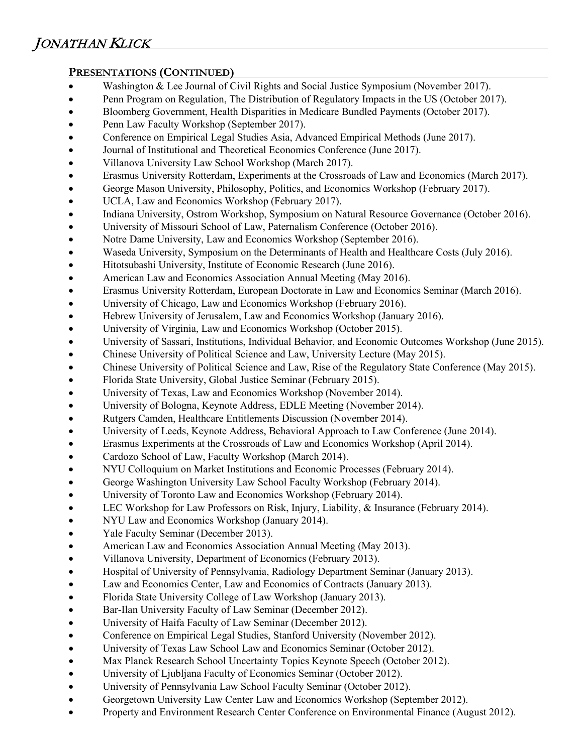## PRESENTATIONS (CONTINUED)

- Washington & Lee Journal of Civil Rights and Social Justice Symposium (November 2017).
- Penn Program on Regulation, The Distribution of Regulatory Impacts in the US (October 2017).
- Bloomberg Government, Health Disparities in Medicare Bundled Payments (October 2017).
- Penn Law Faculty Workshop (September 2017).
- Conference on Empirical Legal Studies Asia, Advanced Empirical Methods (June 2017).
- Journal of Institutional and Theoretical Economics Conference (June 2017).
- Villanova University Law School Workshop (March 2017).
- Erasmus University Rotterdam, Experiments at the Crossroads of Law and Economics (March 2017).
- George Mason University, Philosophy, Politics, and Economics Workshop (February 2017).
- UCLA, Law and Economics Workshop (February 2017).
- Indiana University, Ostrom Workshop, Symposium on Natural Resource Governance (October 2016).
- University of Missouri School of Law, Paternalism Conference (October 2016).
- Notre Dame University, Law and Economics Workshop (September 2016).
- Waseda University, Symposium on the Determinants of Health and Healthcare Costs (July 2016).
- Hitotsubashi University, Institute of Economic Research (June 2016).
- American Law and Economics Association Annual Meeting (May 2016).
- Erasmus University Rotterdam, European Doctorate in Law and Economics Seminar (March 2016).
- University of Chicago, Law and Economics Workshop (February 2016).
- Hebrew University of Jerusalem, Law and Economics Workshop (January 2016).
- University of Virginia, Law and Economics Workshop (October 2015).
- University of Sassari, Institutions, Individual Behavior, and Economic Outcomes Workshop (June 2015).
- Chinese University of Political Science and Law, University Lecture (May 2015).
- Chinese University of Political Science and Law, Rise of the Regulatory State Conference (May 2015).
- Florida State University, Global Justice Seminar (February 2015).
- University of Texas, Law and Economics Workshop (November 2014).
- University of Bologna, Keynote Address, EDLE Meeting (November 2014).
- Rutgers Camden, Healthcare Entitlements Discussion (November 2014).
- University of Leeds, Keynote Address, Behavioral Approach to Law Conference (June 2014).
- Erasmus Experiments at the Crossroads of Law and Economics Workshop (April 2014).
- Cardozo School of Law, Faculty Workshop (March 2014).
- NYU Colloquium on Market Institutions and Economic Processes (February 2014).
- George Washington University Law School Faculty Workshop (February 2014).
- University of Toronto Law and Economics Workshop (February 2014).
- LEC Workshop for Law Professors on Risk, Injury, Liability, & Insurance (February 2014).
- NYU Law and Economics Workshop (January 2014).
- Yale Faculty Seminar (December 2013).
- American Law and Economics Association Annual Meeting (May 2013).
- Villanova University, Department of Economics (February 2013).
- Hospital of University of Pennsylvania, Radiology Department Seminar (January 2013).
- Law and Economics Center, Law and Economics of Contracts (January 2013).
- Florida State University College of Law Workshop (January 2013).
- Bar-Ilan University Faculty of Law Seminar (December 2012).
- University of Haifa Faculty of Law Seminar (December 2012).
- Conference on Empirical Legal Studies, Stanford University (November 2012).
- University of Texas Law School Law and Economics Seminar (October 2012).
- Max Planck Research School Uncertainty Topics Keynote Speech (October 2012).
- University of Ljubljana Faculty of Economics Seminar (October 2012).
- University of Pennsylvania Law School Faculty Seminar (October 2012).
- Georgetown University Law Center Law and Economics Workshop (September 2012).
- Property and Environment Research Center Conference on Environmental Finance (August 2012).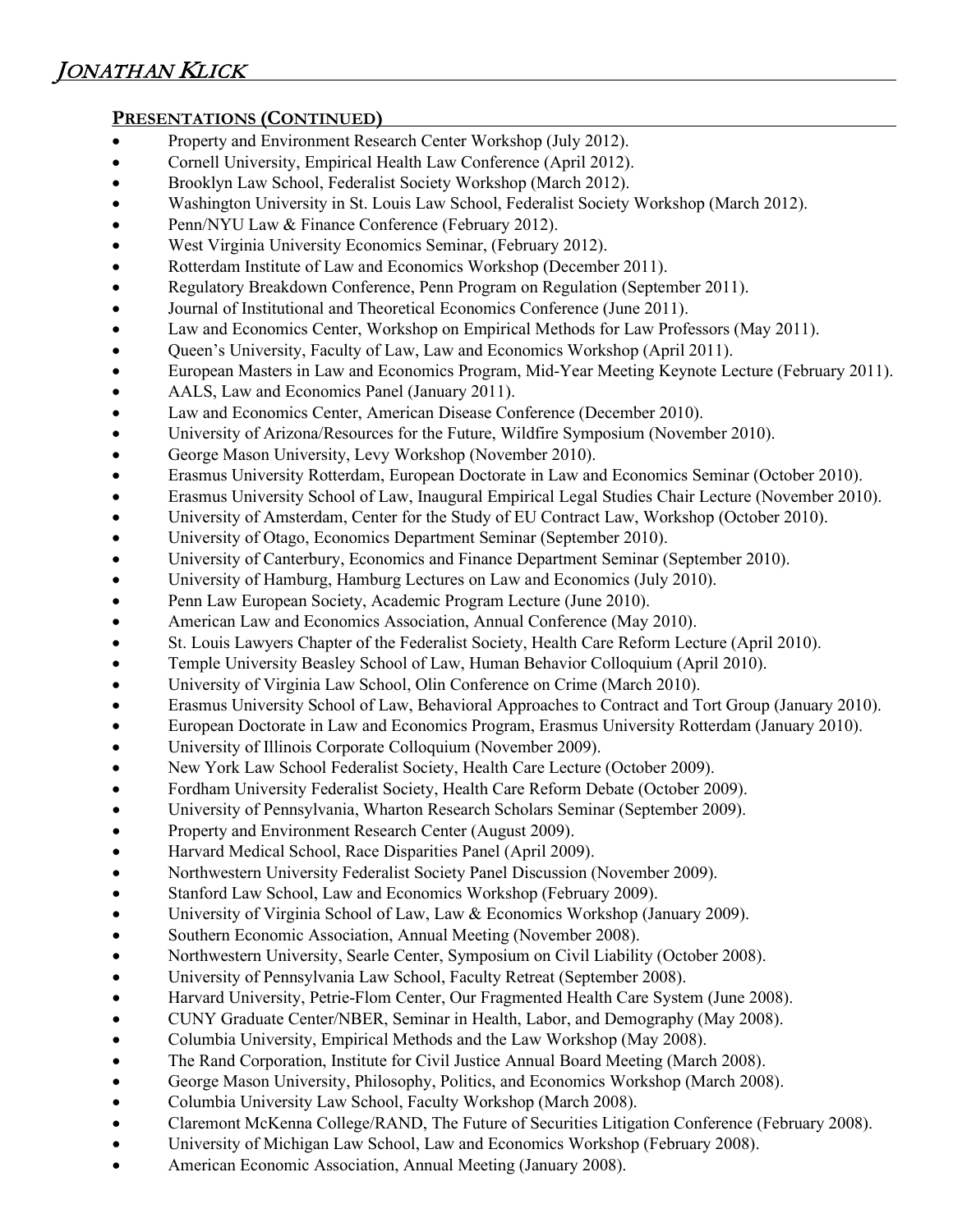## PRESENTATIONS (CONTINUED)

- Property and Environment Research Center Workshop (July 2012).
- Cornell University, Empirical Health Law Conference (April 2012).
- Brooklyn Law School, Federalist Society Workshop (March 2012).
- Washington University in St. Louis Law School, Federalist Society Workshop (March 2012).
- Penn/NYU Law & Finance Conference (February 2012).
- West Virginia University Economics Seminar, (February 2012).
- Rotterdam Institute of Law and Economics Workshop (December 2011).
- Regulatory Breakdown Conference, Penn Program on Regulation (September 2011).
- Journal of Institutional and Theoretical Economics Conference (June 2011).
- Law and Economics Center, Workshop on Empirical Methods for Law Professors (May 2011).
- Queen's University, Faculty of Law, Law and Economics Workshop (April 2011).
- European Masters in Law and Economics Program, Mid-Year Meeting Keynote Lecture (February 2011).
- AALS, Law and Economics Panel (January 2011).
- Law and Economics Center, American Disease Conference (December 2010).
- University of Arizona/Resources for the Future, Wildfire Symposium (November 2010).
- George Mason University, Levy Workshop (November 2010).
- Erasmus University Rotterdam, European Doctorate in Law and Economics Seminar (October 2010).
- Erasmus University School of Law, Inaugural Empirical Legal Studies Chair Lecture (November 2010).
- University of Amsterdam, Center for the Study of EU Contract Law, Workshop (October 2010).
- University of Otago, Economics Department Seminar (September 2010).
- University of Canterbury, Economics and Finance Department Seminar (September 2010).
- University of Hamburg, Hamburg Lectures on Law and Economics (July 2010).
- Penn Law European Society, Academic Program Lecture (June 2010).
- American Law and Economics Association, Annual Conference (May 2010).
- St. Louis Lawyers Chapter of the Federalist Society, Health Care Reform Lecture (April 2010).
- Temple University Beasley School of Law, Human Behavior Colloquium (April 2010).
- University of Virginia Law School, Olin Conference on Crime (March 2010).
- Erasmus University School of Law, Behavioral Approaches to Contract and Tort Group (January 2010).
- European Doctorate in Law and Economics Program, Erasmus University Rotterdam (January 2010).
- University of Illinois Corporate Colloquium (November 2009).
- New York Law School Federalist Society, Health Care Lecture (October 2009).
- Fordham University Federalist Society, Health Care Reform Debate (October 2009).
- University of Pennsylvania, Wharton Research Scholars Seminar (September 2009).
- Property and Environment Research Center (August 2009).
- Harvard Medical School, Race Disparities Panel (April 2009).
- Northwestern University Federalist Society Panel Discussion (November 2009).
- Stanford Law School, Law and Economics Workshop (February 2009).
- University of Virginia School of Law, Law & Economics Workshop (January 2009).
- Southern Economic Association, Annual Meeting (November 2008).
- Northwestern University, Searle Center, Symposium on Civil Liability (October 2008).
- University of Pennsylvania Law School, Faculty Retreat (September 2008).
- Harvard University, Petrie-Flom Center, Our Fragmented Health Care System (June 2008).
- CUNY Graduate Center/NBER, Seminar in Health, Labor, and Demography (May 2008).
- Columbia University, Empirical Methods and the Law Workshop (May 2008).
- The Rand Corporation, Institute for Civil Justice Annual Board Meeting (March 2008).
- George Mason University, Philosophy, Politics, and Economics Workshop (March 2008).
- Columbia University Law School, Faculty Workshop (March 2008).
- Claremont McKenna College/RAND, The Future of Securities Litigation Conference (February 2008).
- University of Michigan Law School, Law and Economics Workshop (February 2008).
- American Economic Association, Annual Meeting (January 2008).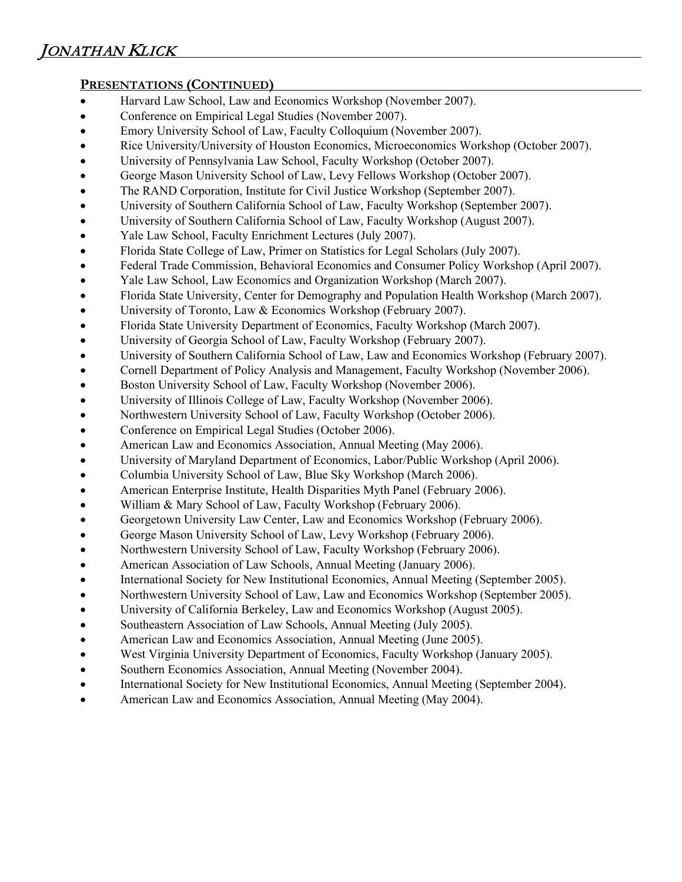## Presentations (Continued)

- Harvard Law School, Law and Economics Workshop (November 2007).
- Conference on Empirical Legal Studies (November 2007).
- Emory University School of Law, Faculty Colloquium (November 2007).
- Rice University/University of Houston Economics, Microeconomics Workshop (October 2007).
- University of Pennsylvania Law School, Faculty Workshop (October 2007).
- George Mason University School of Law, Levy Fellows Workshop (October 2007).
- The RAND Corporation, Institute for Civil Justice Workshop (September 2007).
- University of Southern California School of Law, Faculty Workshop (September 2007).
- University of Southern California School of Law, Faculty Workshop (August 2007).
- Yale Law School, Faculty Enrichment Lectures (July 2007).
- Florida State College of Law, Primer on Statistics for Legal Scholars (July 2007).
- Federal Trade Commission, Behavioral Economics and Consumer Policy Workshop (April 2007).
- Yale Law School, Law Economics and Organization Workshop (March 2007).
- Florida State University, Center for Demography and Population Health Workshop (March 2007).
- University of Toronto, Law & Economics Workshop (February 2007).
- Florida State University Department of Economics, Faculty Workshop (March 2007).
- University of Georgia School of Law, Faculty Workshop (February 2007).
- University of Southern California School of Law, Law and Economics Workshop (February 2007).
- Cornell Department of Policy Analysis and Management, Faculty Workshop (November 2006).
- Boston University School of Law, Faculty Workshop (November 2006).
- University of Illinois College of Law, Faculty Workshop (November 2006).
- Northwestern University School of Law, Faculty Workshop (October 2006).
- Conference on Empirical Legal Studies (October 2006).
- American Law and Economics Association, Annual Meeting (May 2006).
- University of Maryland Department of Economics, Labor/Public Workshop (April 2006).
- Columbia University School of Law, Blue Sky Workshop (March 2006).
- American Enterprise Institute, Health Disparities Myth Panel (February 2006).
- William & Mary School of Law, Faculty Workshop (February 2006).
- Georgetown University Law Center, Law and Economics Workshop (February 2006).
- George Mason University School of Law, Levy Workshop (February 2006).
- Northwestern University School of Law, Faculty Workshop (February 2006).
- American Association of Law Schools, Annual Meeting (January 2006).
- International Society for New Institutional Economics, Annual Meeting (September 2005).
- Northwestern University School of Law, Law and Economics Workshop (September 2005).
- University of California Berkeley, Law and Economics Workshop (August 2005).
- Southeastern Association of Law Schools, Annual Meeting (July 2005).
- American Law and Economics Association, Annual Meeting (June 2005).
- West Virginia University Department of Economics, Faculty Workshop (January 2005).
- Southern Economics Association, Annual Meeting (November 2004).
- International Society for New Institutional Economics, Annual Meeting (September 2004).
- American Law and Economics Association, Annual Meeting (May 2004).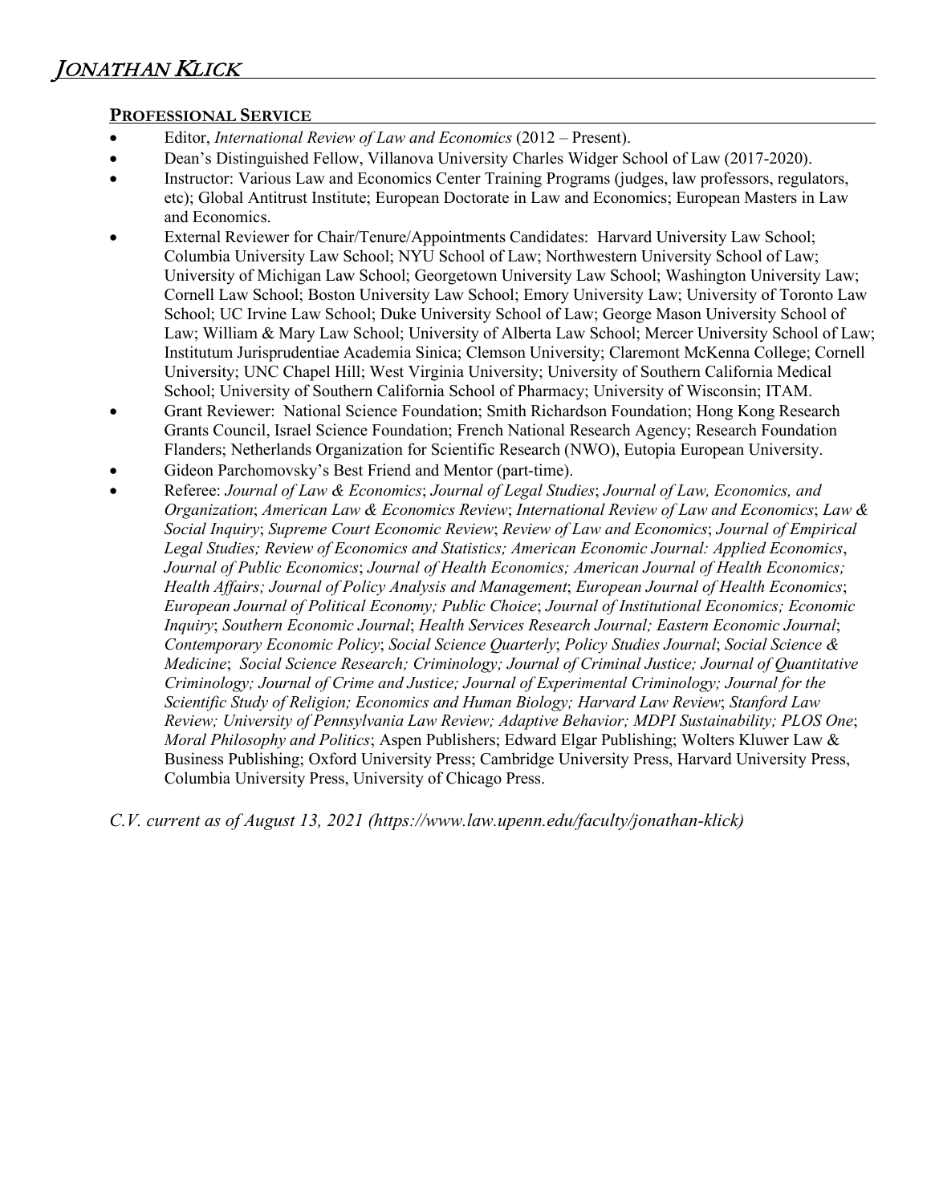## PROFESSIONAL SERVICE

- Editor, *International Review of Law and Economics* (2012 – Present).
- Dean's Distinguished Fellow, Villanova University Charles Widger School of Law (2017-2020).
- Instructor: Various Law and Economics Center Training Programs (judges, law professors, regulators, etc); Global Antitrust Institute; European Doctorate in Law and Economics; European Masters in Law and Economics.
- External Reviewer for Chair/Tenure/Appointments Candidates: Harvard University Law School; Columbia University Law School; NYU School of Law; Northwestern University School of Law; University of Michigan Law School; Georgetown University Law School; Washington University Law; Cornell Law School; Boston University Law School; Emory University Law; University of Toronto Law School; UC Irvine Law School; Duke University School of Law; George Mason University School of Law; William & Mary Law School; University of Alberta Law School; Mercer University School of Law; Institutum Jurisprudentiae Academia Sinica; Clemson University; Claremont McKenna College; Cornell University; UNC Chapel Hill; West Virginia University; University of Southern California Medical School; University of Southern California School of Pharmacy; University of Wisconsin; ITAM.
- Grant Reviewer: National Science Foundation; Smith Richardson Foundation; Hong Kong Research Grants Council, Israel Science Foundation; French National Research Agency; Research Foundation Flanders; Netherlands Organization for Scientific Research (NWO), Eutopia European University.
- Gideon Parchomovsky's Best Friend and Mentor (part-time).
- Referee: *Journal of Law & Economics*; *Journal of Legal Studies*; *Journal of Law, Economics, and Organization*; *American Law & Economics Review*; *International Review of Law and Economics*; *Law & Social Inquiry*; *Supreme Court Economic Review*; *Review of Law and Economics*; *Journal of Empirical Legal Studies; Review of Economics and Statistics; American Economic Journal: Applied Economics*, *Journal of Public Economics*; *Journal of Health Economics; American Journal of Health Economics; Health Affairs; Journal of Policy Analysis and Management*; *European Journal of Health Economics*; *European Journal of Political Economy; Public Choice*; *Journal of Institutional Economics; Economic Inquiry*; *Southern Economic Journal*; *Health Services Research Journal; Eastern Economic Journal*; *Contemporary Economic Policy*; *Social Science Quarterly*; *Policy Studies Journal*; *Social Science & Medicine*; *Social Science Research; Criminology; Journal of Criminal Justice; Journal of Quantitative Criminology; Journal of Crime and Justice; Journal of Experimental Criminology; Journal for the Scientific Study of Religion; Economics and Human Biology; Harvard Law Review*; *Stanford Law Review; University of Pennsylvania Law Review; Adaptive Behavior; MDPI Sustainability; PLOS One*; *Moral Philosophy and Politics*; Aspen Publishers; Edward Elgar Publishing; Wolters Kluwer Law & Business Publishing; Oxford University Press; Cambridge University Press, Harvard University Press, Columbia University Press, University of Chicago Press.

*C.V. current as of August 13, 2021 (https://www.law.upenn.edu/faculty/jonathan-klick)*